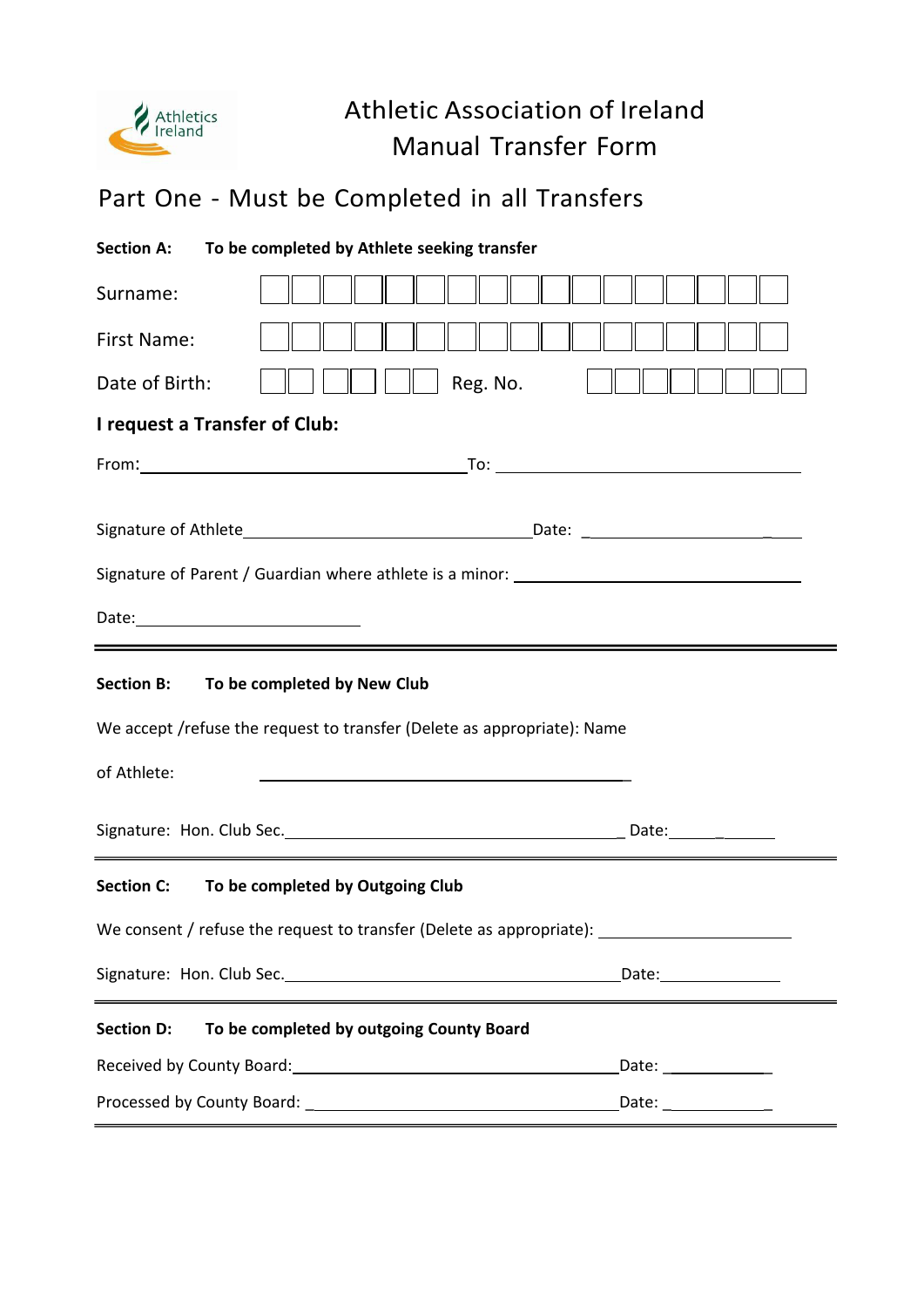Athletics Ireland

# Athletic Association of Ireland
# Manual Transfer Form

## Part One - Must be Completed in all Transfers

**Section A: To be completed by Athlete seeking transfer**

Surname: | | | | | | | | | | | | | | | | |

First Name: | | | | | | | | | | | | | | | | |

Date of Birth: | | | | | | | Reg. No. | | | | | | | | |

**I request a Transfer of Club:**

From: ______________________________ To: ______________________________

Signature of Athlete ______________________________ Date: ____________________

Signature of Parent / Guardian where athlete is a minor: ______________________________

Date: ______________________

---

**Section B: To be completed by New Club**

We accept /refuse the request to transfer (Delete as appropriate): Name

of Athlete: ______________________________

Signature: Hon. Club Sec. ______________________________ Date: ____________

---

**Section C: To be completed by Outgoing Club**

We consent / refuse the request to transfer (Delete as appropriate): ____________________

Signature: Hon. Club Sec. ______________________________ Date: ____________

---

**Section D: To be completed by outgoing County Board**

Received by County Board: ______________________________ Date: ____________

Processed by County Board: ______________________________ Date: ____________

---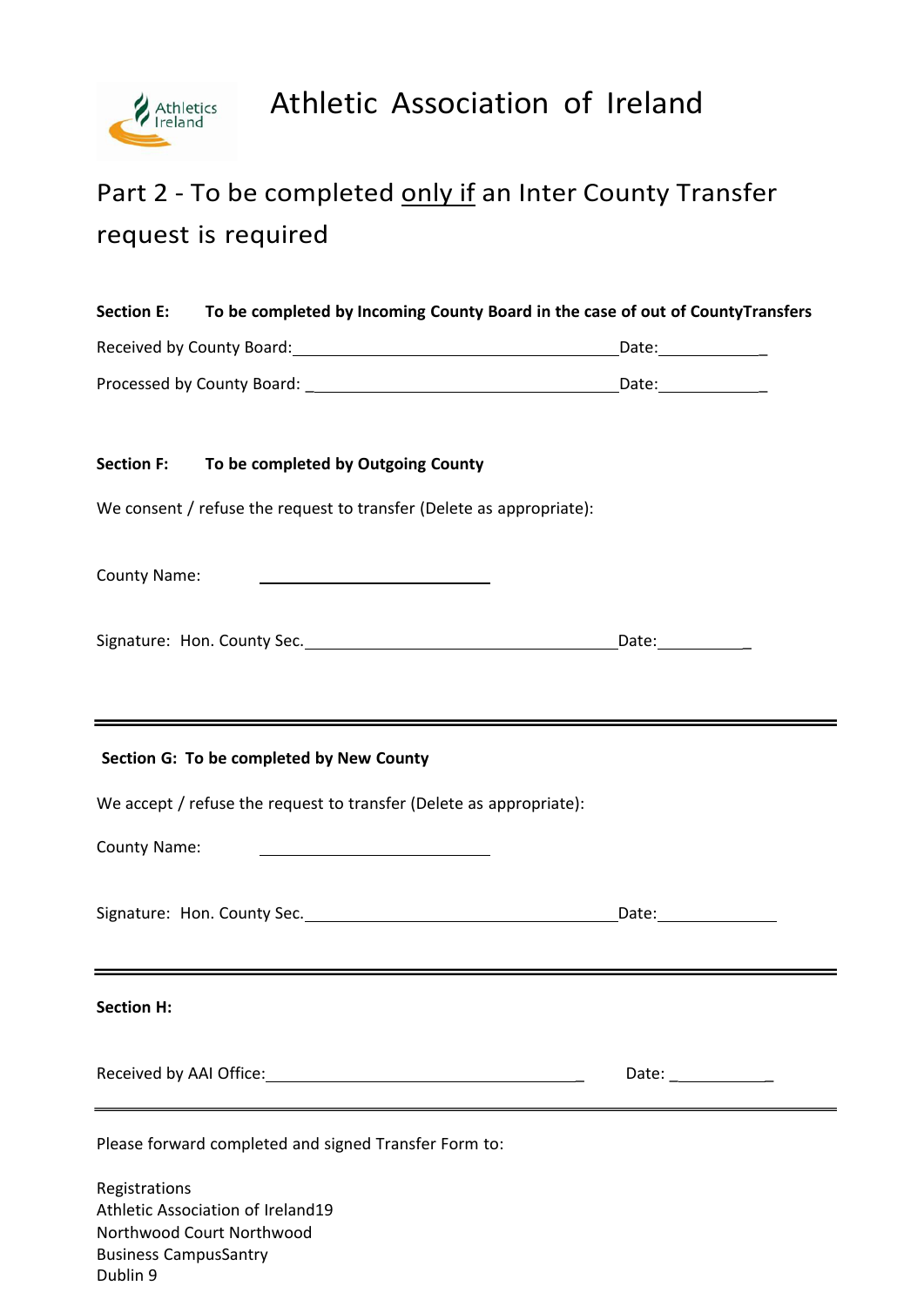Athletics Ireland

# Athletic Association of Ireland

## Part 2 - To be completed <u>only if</u> an Inter County Transfer request is required

**Section E: To be completed by Incoming County Board in the case of out of CountyTransfers**

Received by County Board:_______________________________________Date:____________

Processed by County Board: _____________________________________Date:____________

**Section F: To be completed by Outgoing County**

We consent / refuse the request to transfer (Delete as appropriate):

County Name: ___________________________

Signature: Hon. County Sec.______________________________________Date:___________

---

**Section G: To be completed by New County**

We accept / refuse the request to transfer (Delete as appropriate):

County Name: ___________________________

Signature: Hon. County Sec.______________________________________Date:______________

---

**Section H:**

Received by AAI Office:______________________________________ Date: ____________

---

Please forward completed and signed Transfer Form to:

Registrations  
Athletic Association of Ireland19  
Northwood Court Northwood  
Business CampusSantry  
Dublin 9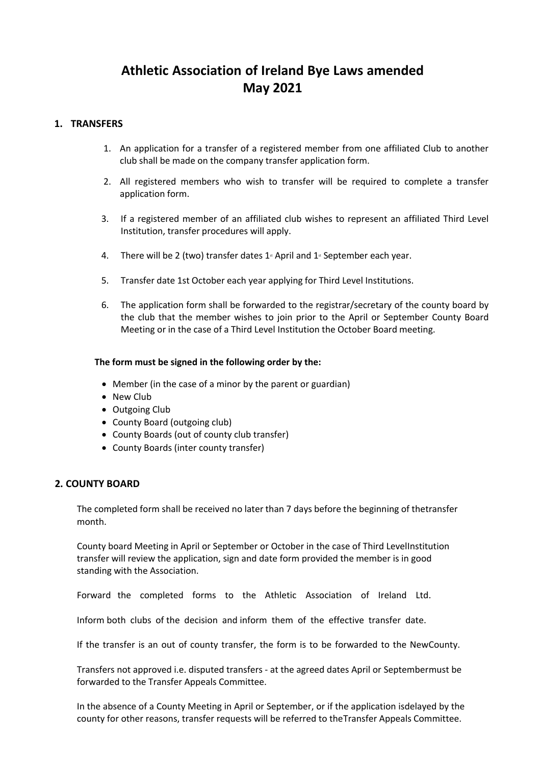# Athletic Association of Ireland Bye Laws amended May 2021

## 1. TRANSFERS

1. An application for a transfer of a registered member from one affiliated Club to another club shall be made on the company transfer application form.
2. All registered members who wish to transfer will be required to complete a transfer application form.
3. If a registered member of an affiliated club wishes to represent an affiliated Third Level Institution, transfer procedures will apply.
4. There will be 2 (two) transfer dates 1st April and 1st September each year.
5. Transfer date 1st October each year applying for Third Level Institutions.
6. The application form shall be forwarded to the registrar/secretary of the county board by the club that the member wishes to join prior to the April or September County Board Meeting or in the case of a Third Level Institution the October Board meeting.

**The form must be signed in the following order by the:**

- Member (in the case of a minor by the parent or guardian)
- New Club
- Outgoing Club
- County Board (outgoing club)
- County Boards (out of county club transfer)
- County Boards (inter county transfer)

## 2. COUNTY BOARD

The completed form shall be received no later than 7 days before the beginning of thetransfer month.

County board Meeting in April or September or October in the case of Third LevelInstitution transfer will review the application, sign and date form provided the member is in good standing with the Association.

Forward the completed forms to the Athletic Association of Ireland Ltd.

Inform both clubs of the decision and inform them of the effective transfer date.

If the transfer is an out of county transfer, the form is to be forwarded to the NewCounty.

Transfers not approved i.e. disputed transfers - at the agreed dates April or Septembermust be forwarded to the Transfer Appeals Committee.

In the absence of a County Meeting in April or September, or if the application isdelayed by the county for other reasons, transfer requests will be referred to theTransfer Appeals Committee.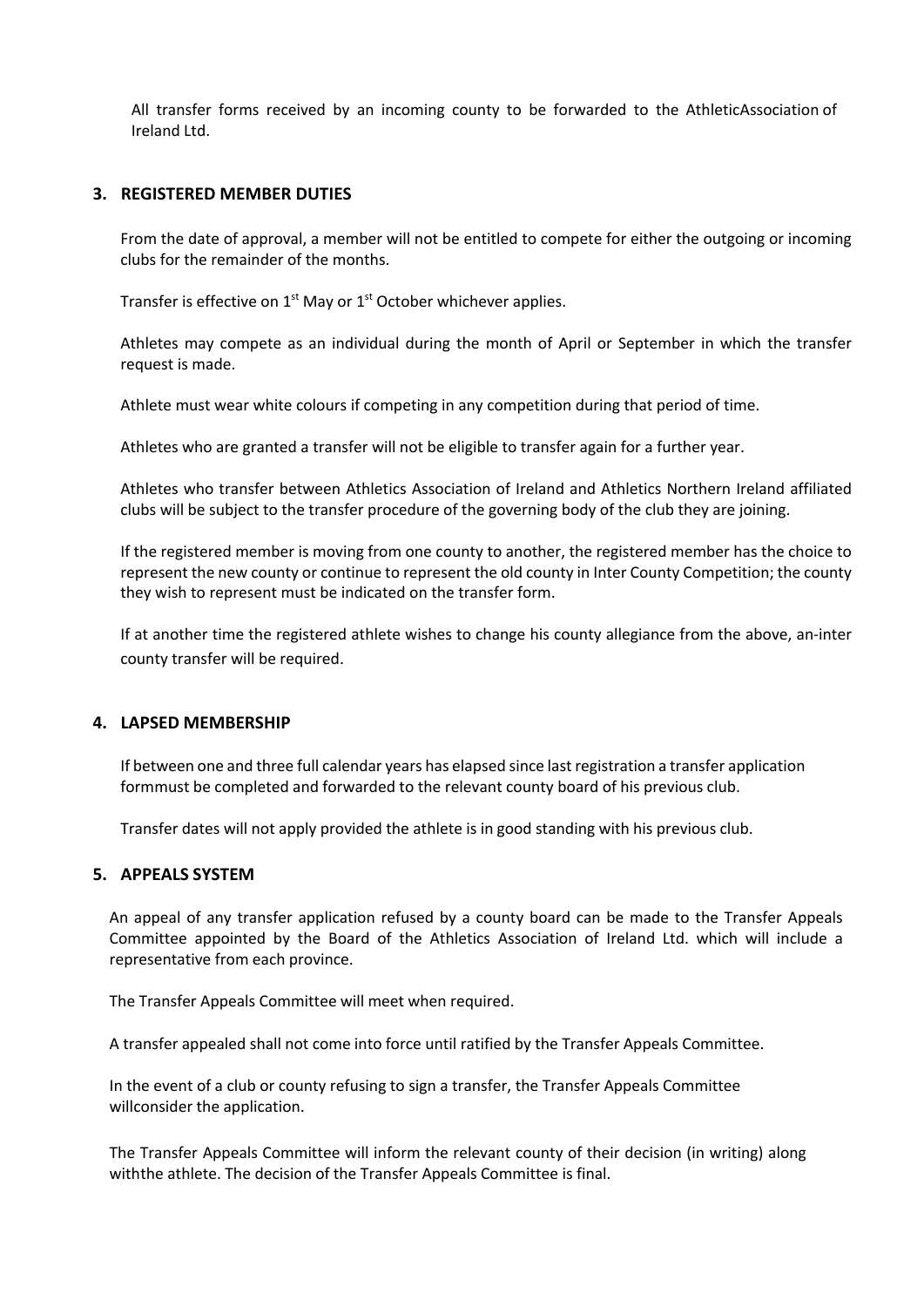All transfer forms received by an incoming county to be forwarded to the AthleticAssociation of Ireland Ltd.

## 3. REGISTERED MEMBER DUTIES

From the date of approval, a member will not be entitled to compete for either the outgoing or incoming clubs for the remainder of the months.

Transfer is effective on 1st May or 1st October whichever applies.

Athletes may compete as an individual during the month of April or September in which the transfer request is made.

Athlete must wear white colours if competing in any competition during that period of time.

Athletes who are granted a transfer will not be eligible to transfer again for a further year.

Athletes who transfer between Athletics Association of Ireland and Athletics Northern Ireland affiliated clubs will be subject to the transfer procedure of the governing body of the club they are joining.

If the registered member is moving from one county to another, the registered member has the choice to represent the new county or continue to represent the old county in Inter County Competition; the county they wish to represent must be indicated on the transfer form.

If at another time the registered athlete wishes to change his county allegiance from the above, an-inter county transfer will be required.

## 4. LAPSED MEMBERSHIP

If between one and three full calendar years has elapsed since last registration a transfer application formmust be completed and forwarded to the relevant county board of his previous club.

Transfer dates will not apply provided the athlete is in good standing with his previous club.

## 5. APPEALS SYSTEM

An appeal of any transfer application refused by a county board can be made to the Transfer Appeals Committee appointed by the Board of the Athletics Association of Ireland Ltd. which will include a representative from each province.

The Transfer Appeals Committee will meet when required.

A transfer appealed shall not come into force until ratified by the Transfer Appeals Committee.

In the event of a club or county refusing to sign a transfer, the Transfer Appeals Committee willconsider the application.

The Transfer Appeals Committee will inform the relevant county of their decision (in writing) along withthe athlete. The decision of the Transfer Appeals Committee is final.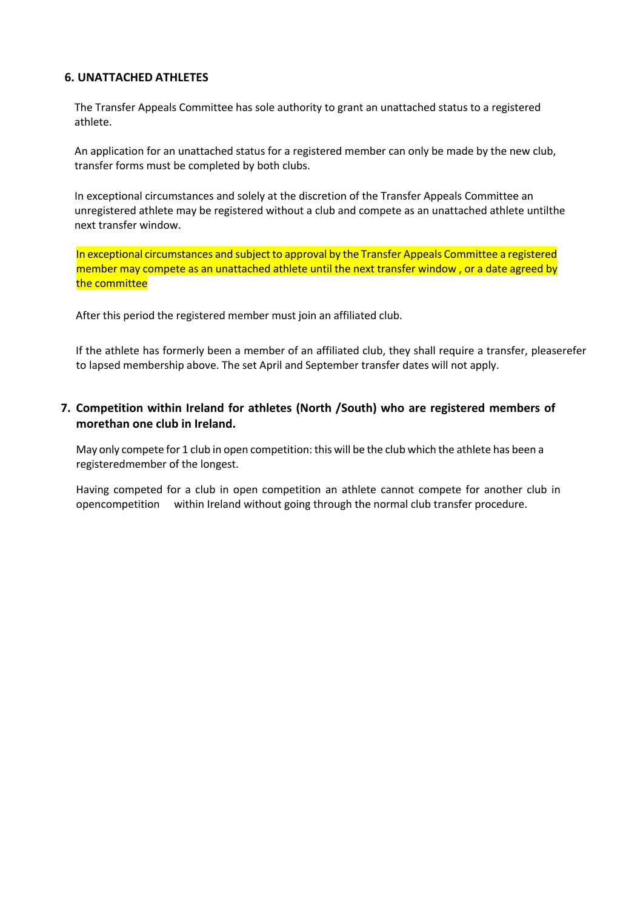## 6. UNATTACHED ATHLETES

The Transfer Appeals Committee has sole authority to grant an unattached status to a registered athlete.

An application for an unattached status for a registered member can only be made by the new club, transfer forms must be completed by both clubs.

In exceptional circumstances and solely at the discretion of the Transfer Appeals Committee an unregistered athlete may be registered without a club and compete as an unattached athlete untilthe next transfer window.

In exceptional circumstances and subject to approval by the Transfer Appeals Committee a registered member may compete as an unattached athlete until the next transfer window , or a date agreed by the committee

After this period the registered member must join an affiliated club.

If the athlete has formerly been a member of an affiliated club, they shall require a transfer, pleaserefer to lapsed membership above. The set April and September transfer dates will not apply.

## 7. Competition within Ireland for athletes (North /South) who are registered members of morethan one club in Ireland.

May only compete for 1 club in open competition: this will be the club which the athlete has been a registeredmember of the longest.

Having competed for a club in open competition an athlete cannot compete for another club in opencompetition within Ireland without going through the normal club transfer procedure.